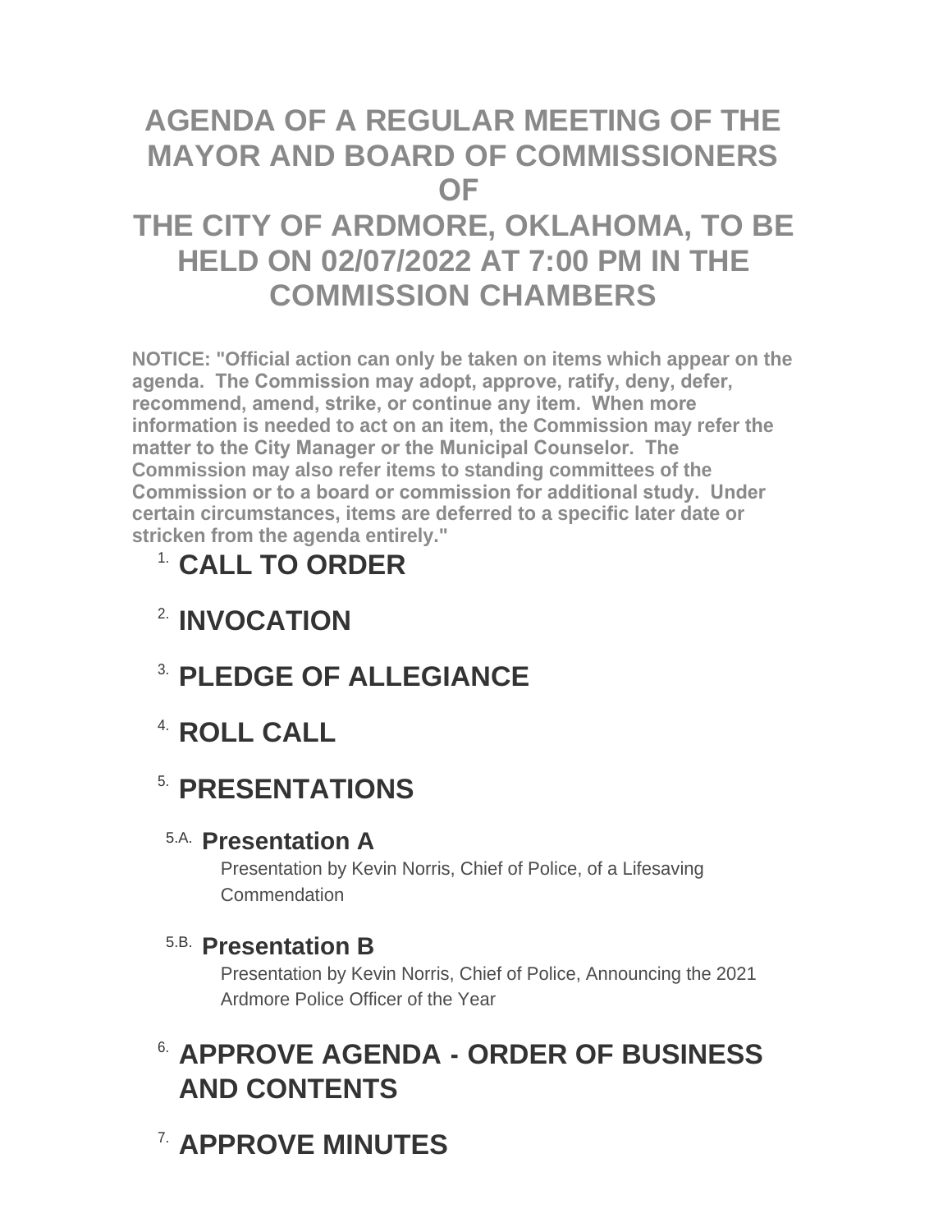# AGENDA OF A REGULAR MEETING OF THE MAYOR AND BOARD OF COMMISSIONERS OF THE CITY OF ARDMORE, OKLAHOMA, TO BE HELD ON 02/07/2022 AT 7:00 PM IN THE COMMISSION CHAMBERS

**NOTICE: "Official action can only be taken on items which appear on the agenda. The Commission may adopt, approve, ratify, deny, defer, recommend, amend, strike, or continue any item. When more information is needed to act on an item, the Commission may refer the matter to the City Manager or the Municipal Counselor. The Commission may also refer items to standing committees of the Commission or to a board or commission for additional study. Under certain circumstances, items are deferred to a specific later date or stricken from the agenda entirely."**

## 1. CALL TO ORDER

## 2. INVOCATION

## 3. PLEDGE OF ALLEGIANCE

## 4. ROLL CALL

## 5. PRESENTATIONS

### 5.A. Presentation A

Presentation by Kevin Norris, Chief of Police, of a Lifesaving Commendation

### 5.B. Presentation B

Presentation by Kevin Norris, Chief of Police, Announcing the 2021 Ardmore Police Officer of the Year

## 6. APPROVE AGENDA - ORDER OF BUSINESS AND CONTENTS

## 7. APPROVE MINUTES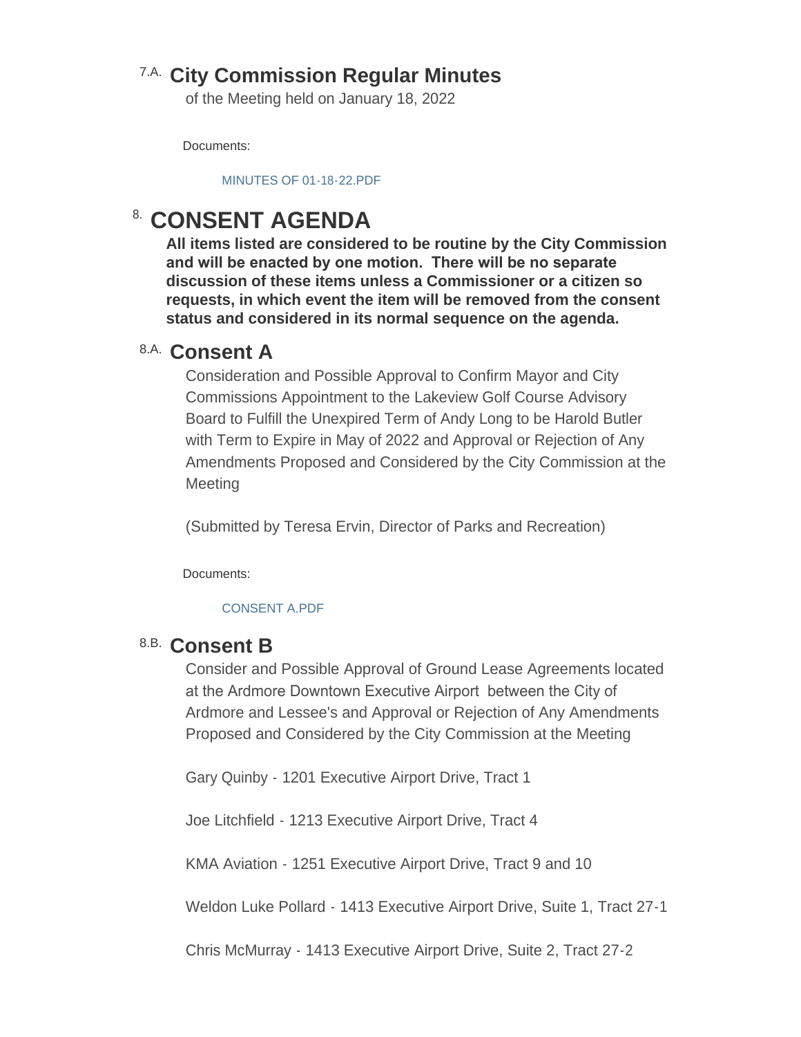## 7.A. City Commission Regular Minutes

of the Meeting held on January 18, 2022

Documents:

MINUTES OF 01-18-22.PDF

# 8. CONSENT AGENDA

**All items listed are considered to be routine by the City Commission and will be enacted by one motion. There will be no separate discussion of these items unless a Commissioner or a citizen so requests, in which event the item will be removed from the consent status and considered in its normal sequence on the agenda.**

## 8.A. Consent A

Consideration and Possible Approval to Confirm Mayor and City Commissions Appointment to the Lakeview Golf Course Advisory Board to Fulfill the Unexpired Term of Andy Long to be Harold Butler with Term to Expire in May of 2022 and Approval or Rejection of Any Amendments Proposed and Considered by the City Commission at the Meeting

(Submitted by Teresa Ervin, Director of Parks and Recreation)

Documents:

CONSENT A.PDF

## 8.B. Consent B

Consider and Possible Approval of Ground Lease Agreements located at the Ardmore Downtown Executive Airport between the City of Ardmore and Lessee's and Approval or Rejection of Any Amendments Proposed and Considered by the City Commission at the Meeting

Gary Quinby - 1201 Executive Airport Drive, Tract 1

Joe Litchfield - 1213 Executive Airport Drive, Tract 4

KMA Aviation - 1251 Executive Airport Drive, Tract 9 and 10

Weldon Luke Pollard - 1413 Executive Airport Drive, Suite 1, Tract 27-1

Chris McMurray - 1413 Executive Airport Drive, Suite 2, Tract 27-2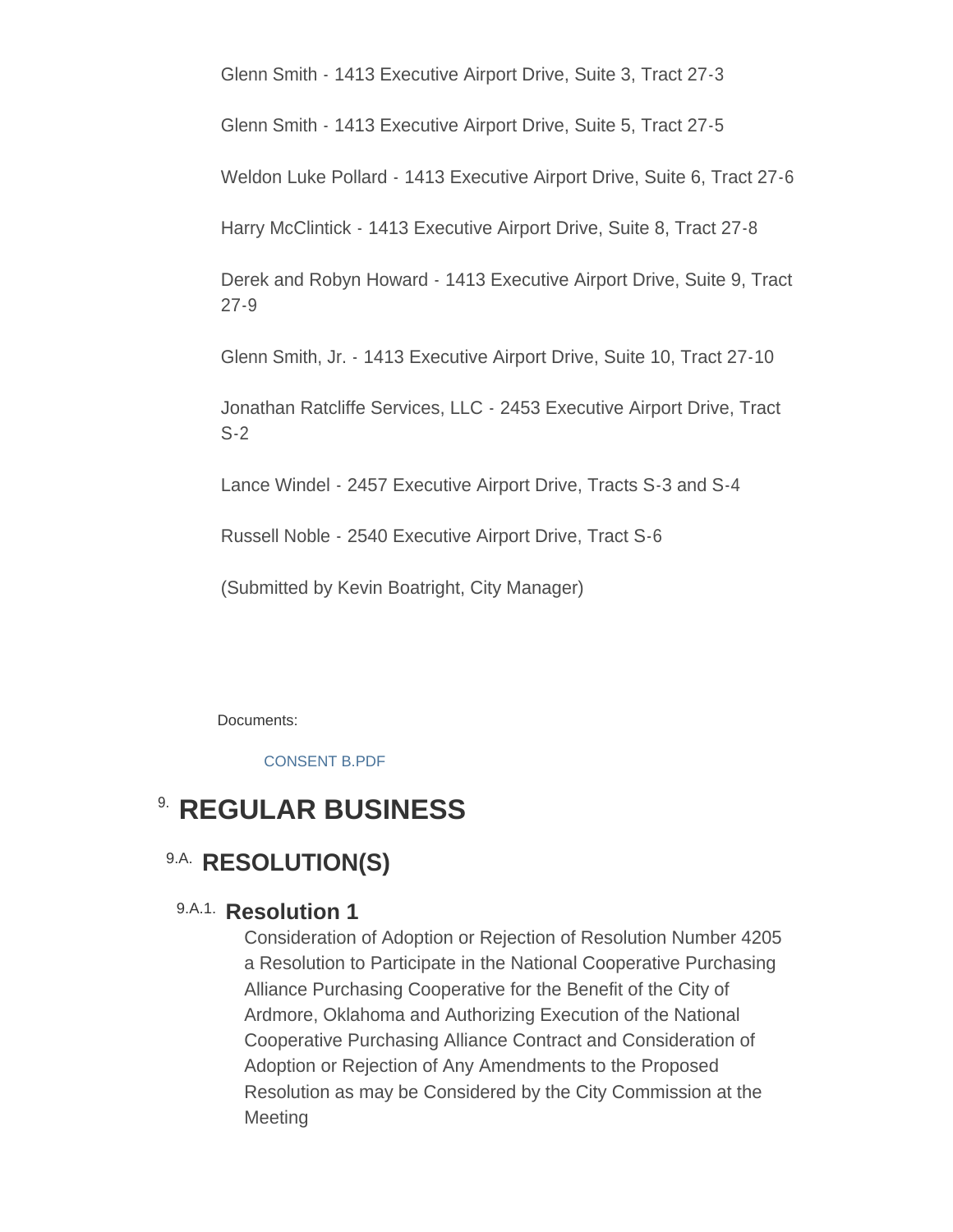Glenn Smith - 1413 Executive Airport Drive, Suite 3, Tract 27-3

Glenn Smith - 1413 Executive Airport Drive, Suite 5, Tract 27-5

Weldon Luke Pollard - 1413 Executive Airport Drive, Suite 6, Tract 27-6

Harry McClintick - 1413 Executive Airport Drive, Suite 8, Tract 27-8

Derek and Robyn Howard - 1413 Executive Airport Drive, Suite 9, Tract 27-9

Glenn Smith, Jr. - 1413 Executive Airport Drive, Suite 10, Tract 27-10

Jonathan Ratcliffe Services, LLC - 2453 Executive Airport Drive, Tract S-2

Lance Windel - 2457 Executive Airport Drive, Tracts S-3 and S-4

Russell Noble - 2540 Executive Airport Drive, Tract S-6

(Submitted by Kevin Boatright, City Manager)

Documents:

CONSENT B.PDF

# 9. REGULAR BUSINESS

## 9.A. RESOLUTION(S)

### 9.A.1. Resolution 1

Consideration of Adoption or Rejection of Resolution Number 4205 a Resolution to Participate in the National Cooperative Purchasing Alliance Purchasing Cooperative for the Benefit of the City of Ardmore, Oklahoma and Authorizing Execution of the National Cooperative Purchasing Alliance Contract and Consideration of Adoption or Rejection of Any Amendments to the Proposed Resolution as may be Considered by the City Commission at the Meeting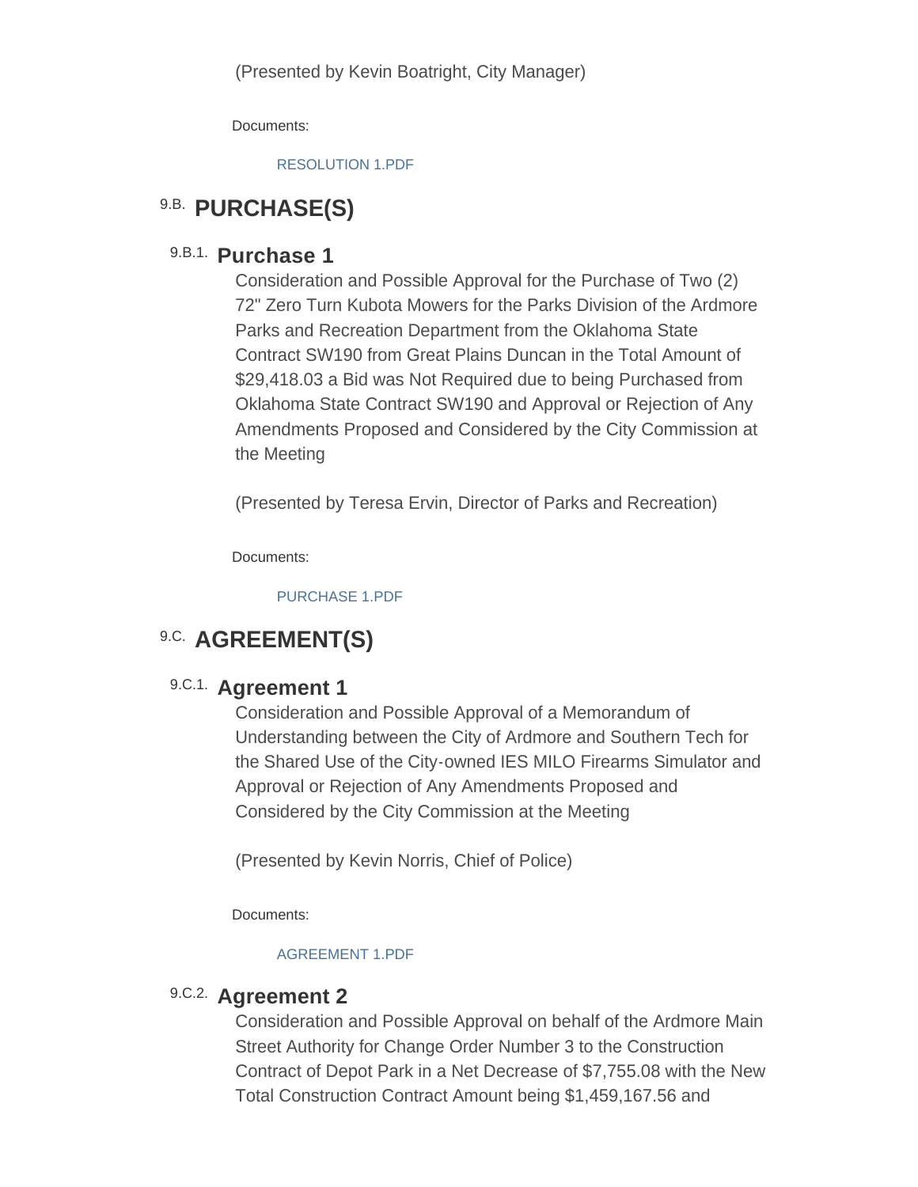(Presented by Kevin Boatright, City Manager)

Documents:

RESOLUTION 1.PDF

## 9.B. PURCHASE(S)

### 9.B.1. Purchase 1

Consideration and Possible Approval for the Purchase of Two (2) 72" Zero Turn Kubota Mowers for the Parks Division of the Ardmore Parks and Recreation Department from the Oklahoma State Contract SW190 from Great Plains Duncan in the Total Amount of $29,418.03 a Bid was Not Required due to being Purchased from Oklahoma State Contract SW190 and Approval or Rejection of Any Amendments Proposed and Considered by the City Commission at the Meeting

(Presented by Teresa Ervin, Director of Parks and Recreation)

Documents:

PURCHASE 1.PDF

## 9.C. AGREEMENT(S)

### 9.C.1. Agreement 1

Consideration and Possible Approval of a Memorandum of Understanding between the City of Ardmore and Southern Tech for the Shared Use of the City-owned IES MILO Firearms Simulator and Approval or Rejection of Any Amendments Proposed and Considered by the City Commission at the Meeting

(Presented by Kevin Norris, Chief of Police)

Documents:

AGREEMENT 1.PDF

### 9.C.2. Agreement 2

Consideration and Possible Approval on behalf of the Ardmore Main Street Authority for Change Order Number 3 to the Construction Contract of Depot Park in a Net Decrease of $7,755.08 with the New Total Construction Contract Amount being $1,459,167.56 and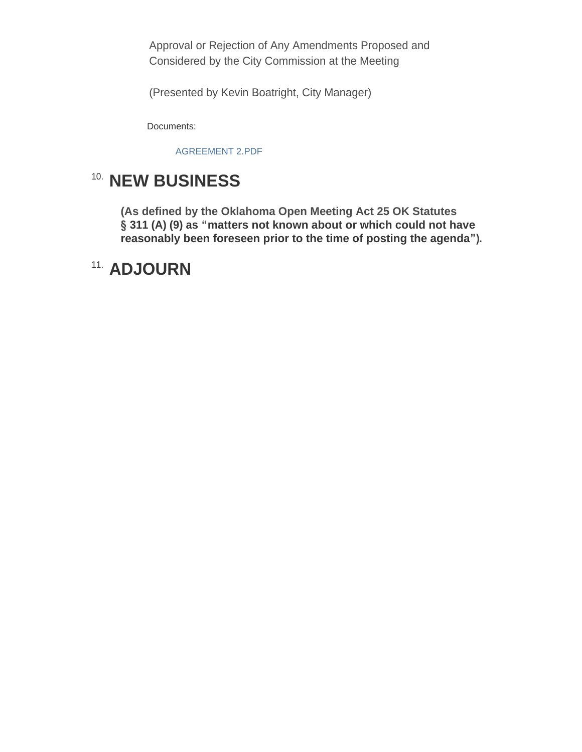Approval or Rejection of Any Amendments Proposed and Considered by the City Commission at the Meeting

(Presented by Kevin Boatright, City Manager)

Documents:

AGREEMENT 2.PDF

## 10. NEW BUSINESS

**(As defined by the Oklahoma Open Meeting Act 25 OK Statutes § 311 (A) (9) as "matters not known about or which could not have reasonably been foreseen prior to the time of posting the agenda").**

## 11. ADJOURN